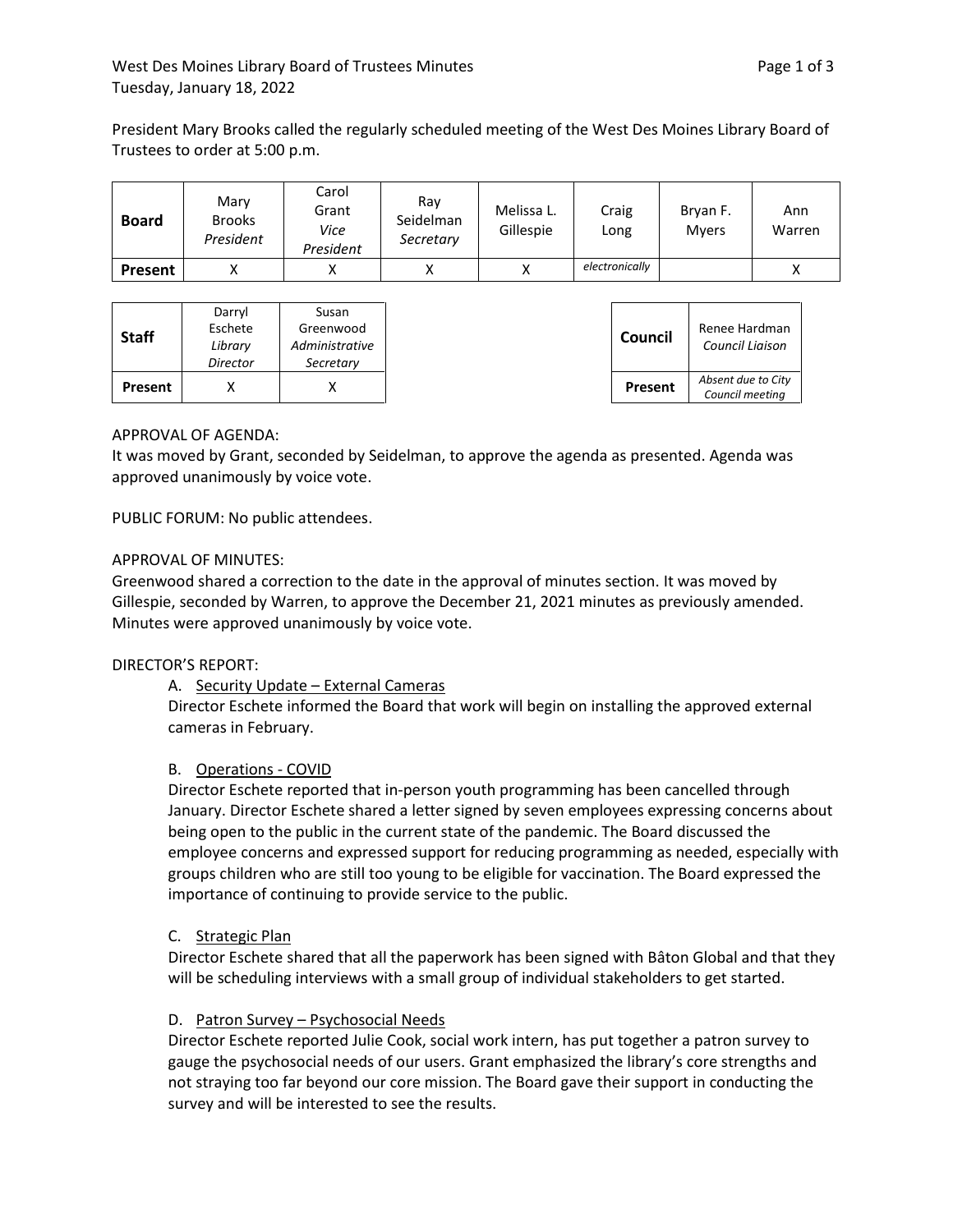West Des Moines Library Board of Trustees Minutes
Tuesday, January 18, 2022

President Mary Brooks called the regularly scheduled meeting of the West Des Moines Library Board of Trustees to order at 5:00 p.m.

| **Board** | Mary Brooks *President* | Carol Grant *Vice President* | Ray Seidelman *Secretary* | Melissa L. Gillespie | Craig Long | Bryan F. Myers | Ann Warren |
|---|---|---|---|---|---|---|---|
| **Present** | X | X | X | X | *electronically* | | X |

| **Staff** | Darryl Eschete *Library Director* | Susan Greenwood *Administrative Secretary* |
|---|---|---|
| **Present** | X | X |

| **Council** | Renee Hardman *Council Liaison* |
|---|---|
| **Present** | *Absent due to City Council meeting* |

APPROVAL OF AGENDA:
It was moved by Grant, seconded by Seidelman, to approve the agenda as presented. Agenda was approved unanimously by voice vote.

PUBLIC FORUM: No public attendees.

APPROVAL OF MINUTES:
Greenwood shared a correction to the date in the approval of minutes section. It was moved by Gillespie, seconded by Warren, to approve the December 21, 2021 minutes as previously amended. Minutes were approved unanimously by voice vote.

DIRECTOR'S REPORT:

A. Security Update – External Cameras
Director Eschete informed the Board that work will begin on installing the approved external cameras in February.

B. Operations - COVID
Director Eschete reported that in-person youth programming has been cancelled through January. Director Eschete shared a letter signed by seven employees expressing concerns about being open to the public in the current state of the pandemic. The Board discussed the employee concerns and expressed support for reducing programming as needed, especially with groups children who are still too young to be eligible for vaccination. The Board expressed the importance of continuing to provide service to the public.

C. Strategic Plan
Director Eschete shared that all the paperwork has been signed with Bâton Global and that they will be scheduling interviews with a small group of individual stakeholders to get started.

D. Patron Survey – Psychosocial Needs
Director Eschete reported Julie Cook, social work intern, has put together a patron survey to gauge the psychosocial needs of our users. Grant emphasized the library's core strengths and not straying too far beyond our core mission. The Board gave their support in conducting the survey and will be interested to see the results.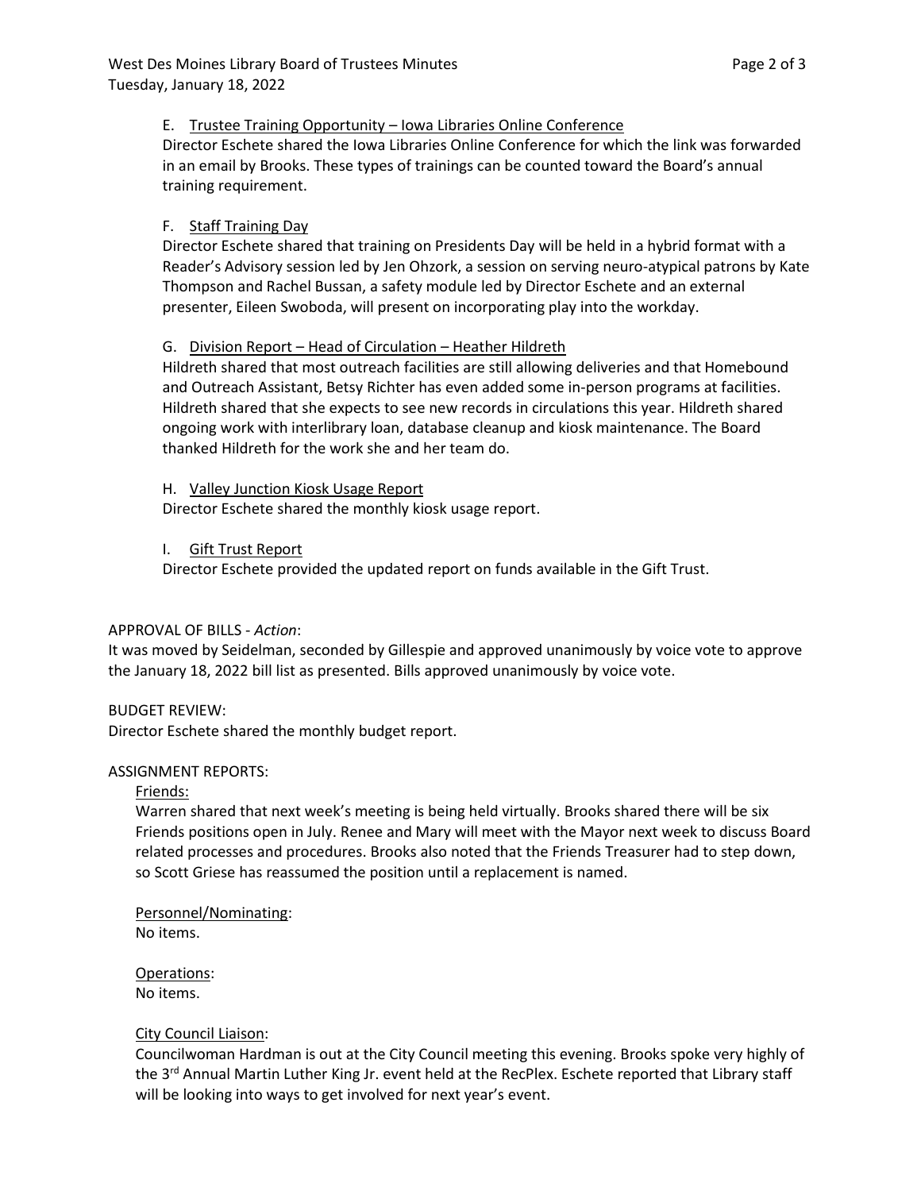E. Trustee Training Opportunity – Iowa Libraries Online Conference
Director Eschete shared the Iowa Libraries Online Conference for which the link was forwarded in an email by Brooks. These types of trainings can be counted toward the Board's annual training requirement.

F. Staff Training Day
Director Eschete shared that training on Presidents Day will be held in a hybrid format with a Reader's Advisory session led by Jen Ohzork, a session on serving neuro-atypical patrons by Kate Thompson and Rachel Bussan, a safety module led by Director Eschete and an external presenter, Eileen Swoboda, will present on incorporating play into the workday.

G. Division Report – Head of Circulation – Heather Hildreth
Hildreth shared that most outreach facilities are still allowing deliveries and that Homebound and Outreach Assistant, Betsy Richter has even added some in-person programs at facilities. Hildreth shared that she expects to see new records in circulations this year. Hildreth shared ongoing work with interlibrary loan, database cleanup and kiosk maintenance. The Board thanked Hildreth for the work she and her team do.

H. Valley Junction Kiosk Usage Report
Director Eschete shared the monthly kiosk usage report.

I. Gift Trust Report
Director Eschete provided the updated report on funds available in the Gift Trust.

APPROVAL OF BILLS - *Action*:
It was moved by Seidelman, seconded by Gillespie and approved unanimously by voice vote to approve the January 18, 2022 bill list as presented. Bills approved unanimously by voice vote.

BUDGET REVIEW:
Director Eschete shared the monthly budget report.

ASSIGNMENT REPORTS:

Friends:
Warren shared that next week's meeting is being held virtually. Brooks shared there will be six Friends positions open in July. Renee and Mary will meet with the Mayor next week to discuss Board related processes and procedures. Brooks also noted that the Friends Treasurer had to step down, so Scott Griese has reassumed the position until a replacement is named.

Personnel/Nominating:
No items.

Operations:
No items.

City Council Liaison:
Councilwoman Hardman is out at the City Council meeting this evening. Brooks spoke very highly of the 3rd Annual Martin Luther King Jr. event held at the RecPlex. Eschete reported that Library staff will be looking into ways to get involved for next year's event.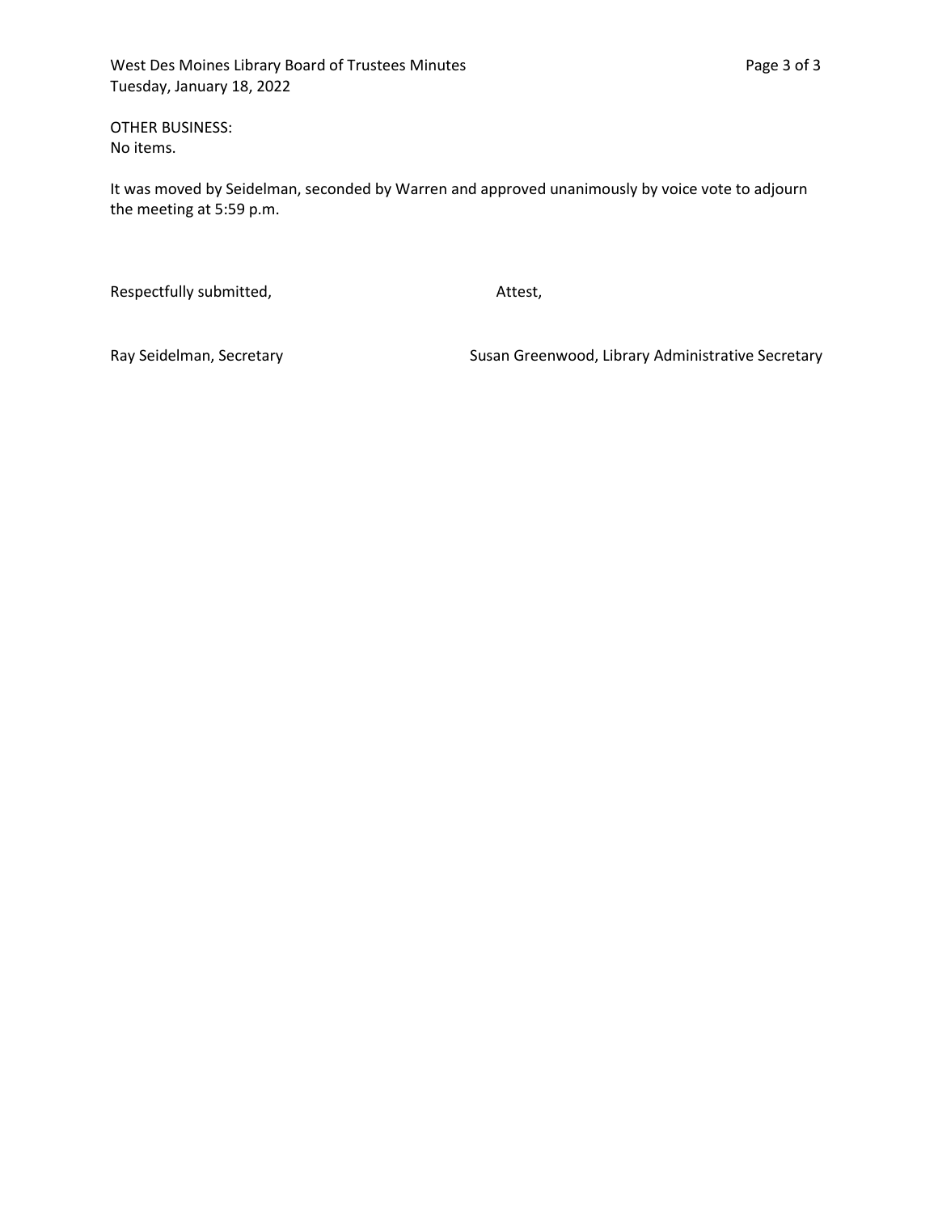OTHER BUSINESS:
No items.

It was moved by Seidelman, seconded by Warren and approved unanimously by voice vote to adjourn the meeting at 5:59 p.m.

Respectfully submitted,

Ray Seidelman, Secretary

Attest,

Susan Greenwood, Library Administrative Secretary